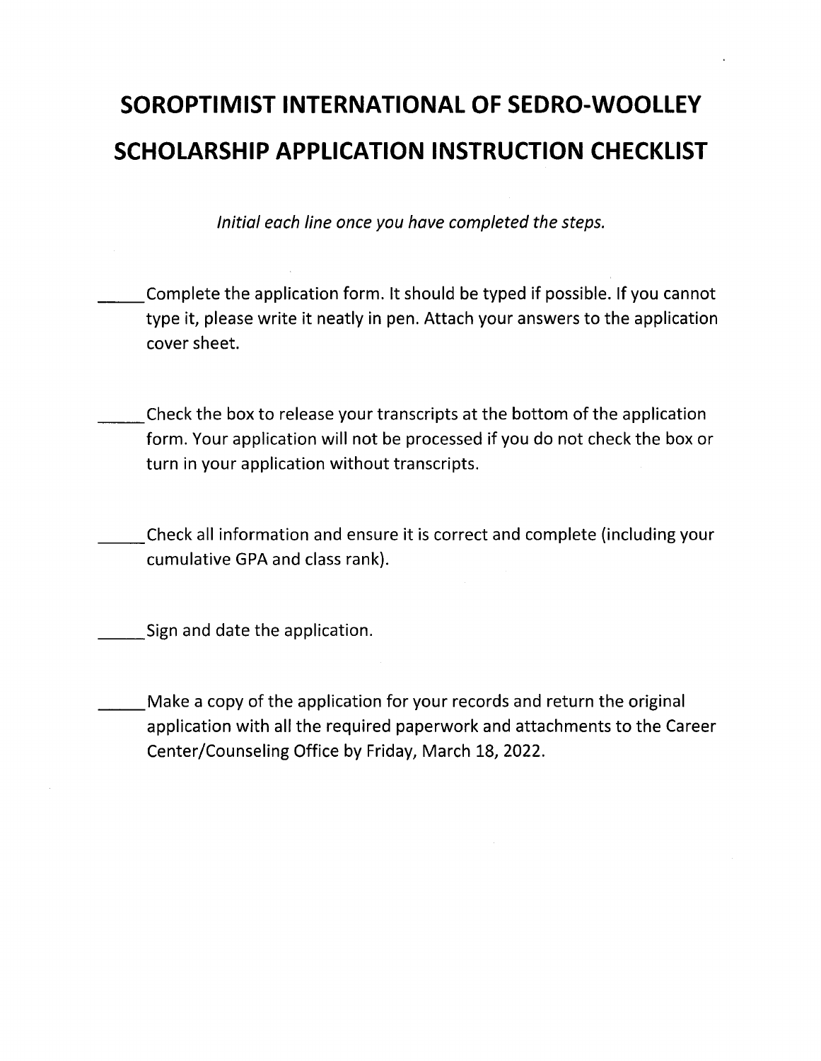# SOROPTIMIST INTERNATIONAL OF SEDRO-WOOLLEY SCHOLARSHIP APPLICATION INSTRUCTION CHECKLIST

*Initial each line once you have completed the steps.*

_____ Complete the application form. It should be typed if possible. If you cannot type it, please write it neatly in pen. Attach your answers to the application cover sheet.

_____ Check the box to release your transcripts at the bottom of the application form. Your application will not be processed if you do not check the box or turn in your application without transcripts.

_____ Check all information and ensure it is correct and complete (including your cumulative GPA and class rank).

_____ Sign and date the application.

_____ Make a copy of the application for your records and return the original application with all the required paperwork and attachments to the Career Center/Counseling Office by Friday, March 18, 2022.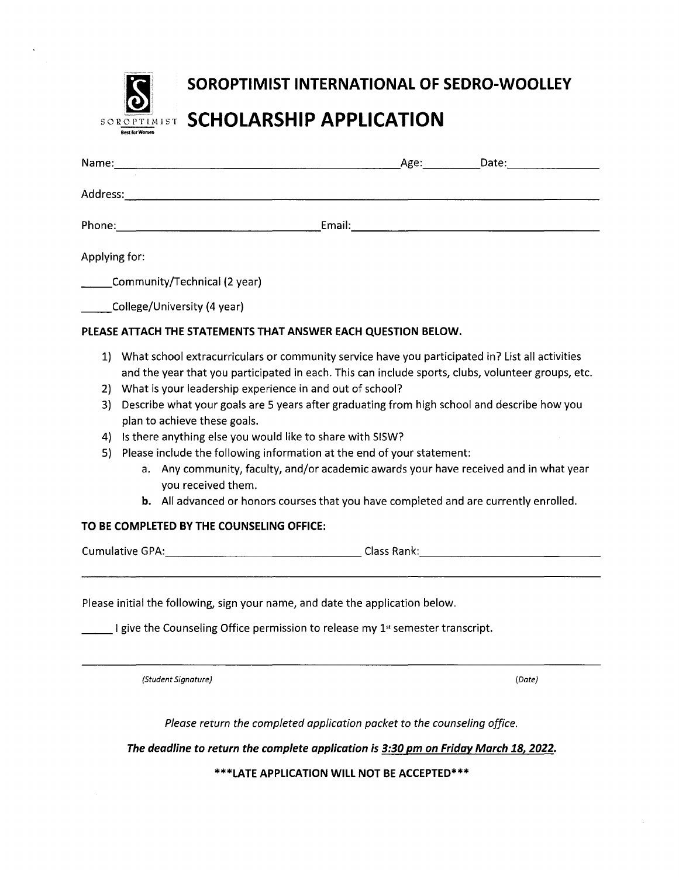# SOROPTIMIST INTERNATIONAL OF SEDRO-WOOLLEY

# SCHOLARSHIP APPLICATION

Name:_______________________________________ Age:_________ Date:_______________

Address:_______________________________________________________________________

Phone:______________________________ Email:___________________________________

Applying for:

_____Community/Technical (2 year)

_____College/University (4 year)

**PLEASE ATTACH THE STATEMENTS THAT ANSWER EACH QUESTION BELOW.**

1) What school extracurriculars or community service have you participated in? List all activities and the year that you participated in each. This can include sports, clubs, volunteer groups, etc.
2) What is your leadership experience in and out of school?
3) Describe what your goals are 5 years after graduating from high school and describe how you plan to achieve these goals.
4) Is there anything else you would like to share with SISW?
5) Please include the following information at the end of your statement:
   a. Any community, faculty, and/or academic awards your have received and in what year you received them.
   **b.** All advanced or honors courses that you have completed and are currently enrolled.

**TO BE COMPLETED BY THE COUNSELING OFFICE:**

Cumulative GPA:______________________________ Class Rank:___________________________

_______________________________________________________________________________

Please initial the following, sign your name, and date the application below.

_____ I give the Counseling Office permission to release my 1st semester transcript.

_______________________________________________________________________________

*(Student Signature)* *(Date)*

*Please return the completed application packet to the counseling office.*

***The deadline to return the complete application is 3:30 pm on Friday March 18, 2022.***

**\*\*\*LATE APPLICATION WILL NOT BE ACCEPTED\*\*\***